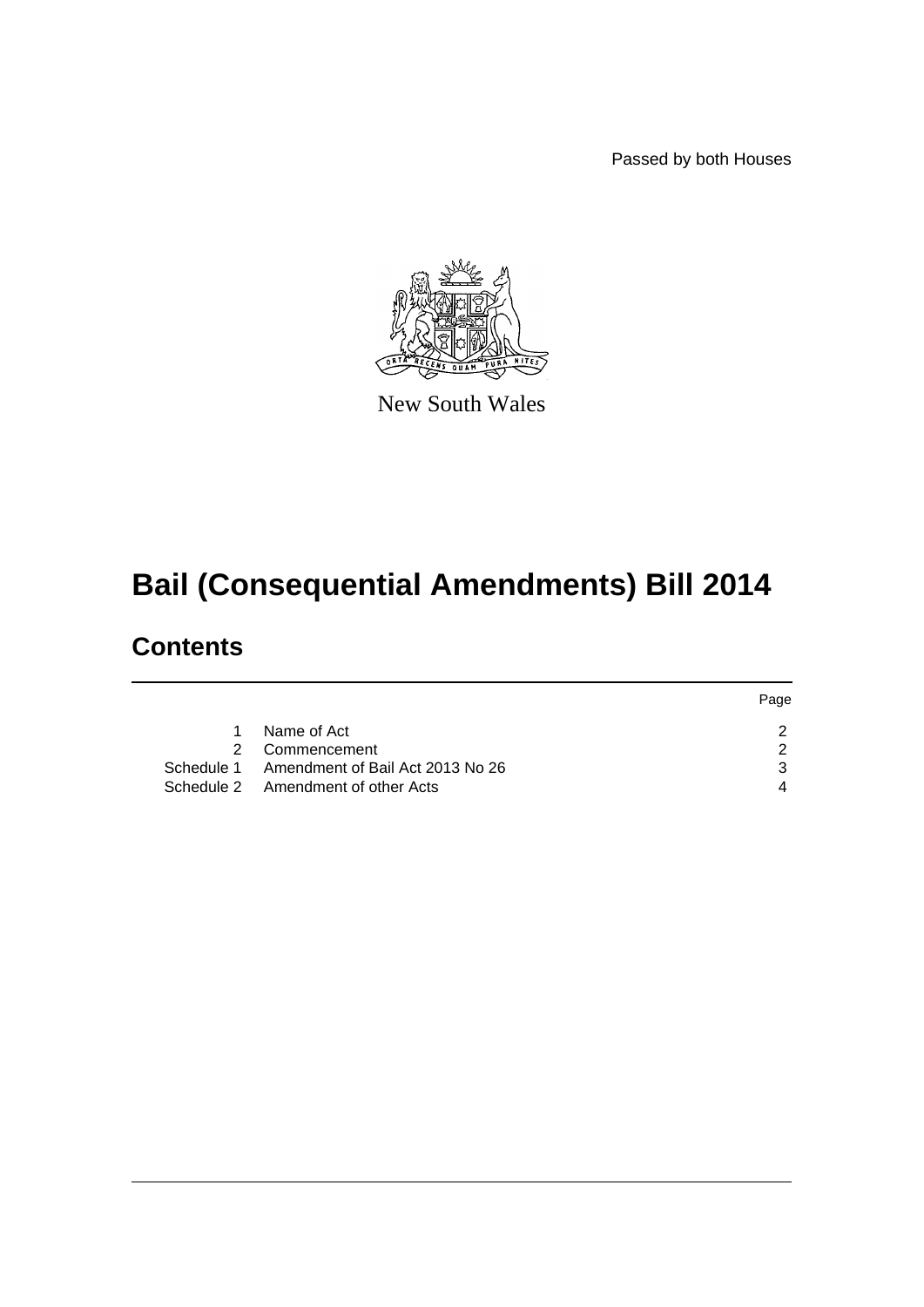Passed by both Houses

New South Wales

# Bail (Consequential Amendments) Bill 2014

## Contents

| | | Page |
|---|---|---|
| 1 | Name of Act | 2 |
| 2 | Commencement | 2 |
| Schedule 1 | Amendment of Bail Act 2013 No 26 | 3 |
| Schedule 2 | Amendment of other Acts | 4 |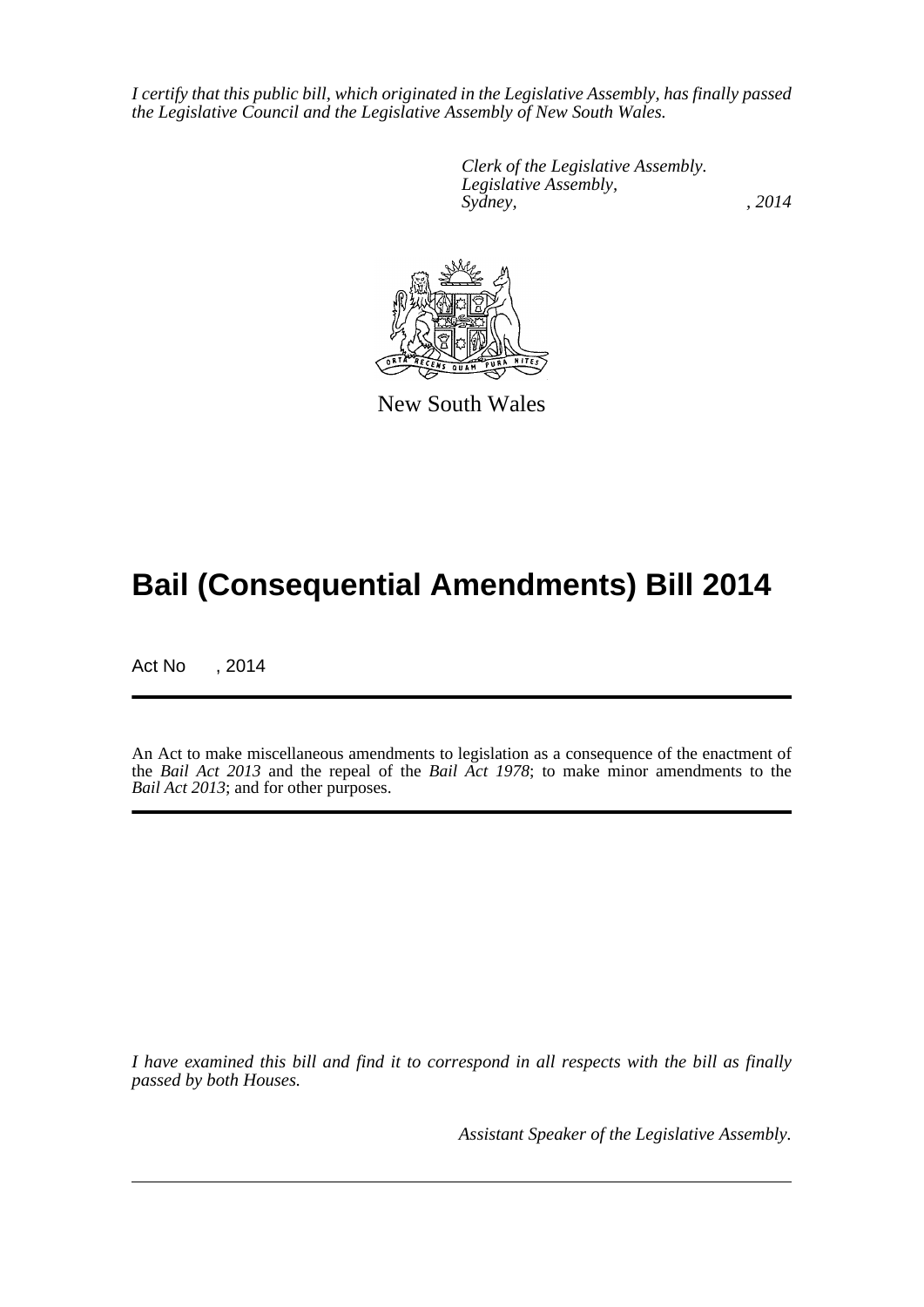*I certify that this public bill, which originated in the Legislative Assembly, has finally passed the Legislative Council and the Legislative Assembly of New South Wales.*

*Clerk of the Legislative Assembly.*
*Legislative Assembly,*
*Sydney, , 2014*

New South Wales

# Bail (Consequential Amendments) Bill 2014

Act No , 2014

An Act to make miscellaneous amendments to legislation as a consequence of the enactment of the *Bail Act 2013* and the repeal of the *Bail Act 1978*; to make minor amendments to the *Bail Act 2013*; and for other purposes.

*I have examined this bill and find it to correspond in all respects with the bill as finally passed by both Houses.*

*Assistant Speaker of the Legislative Assembly.*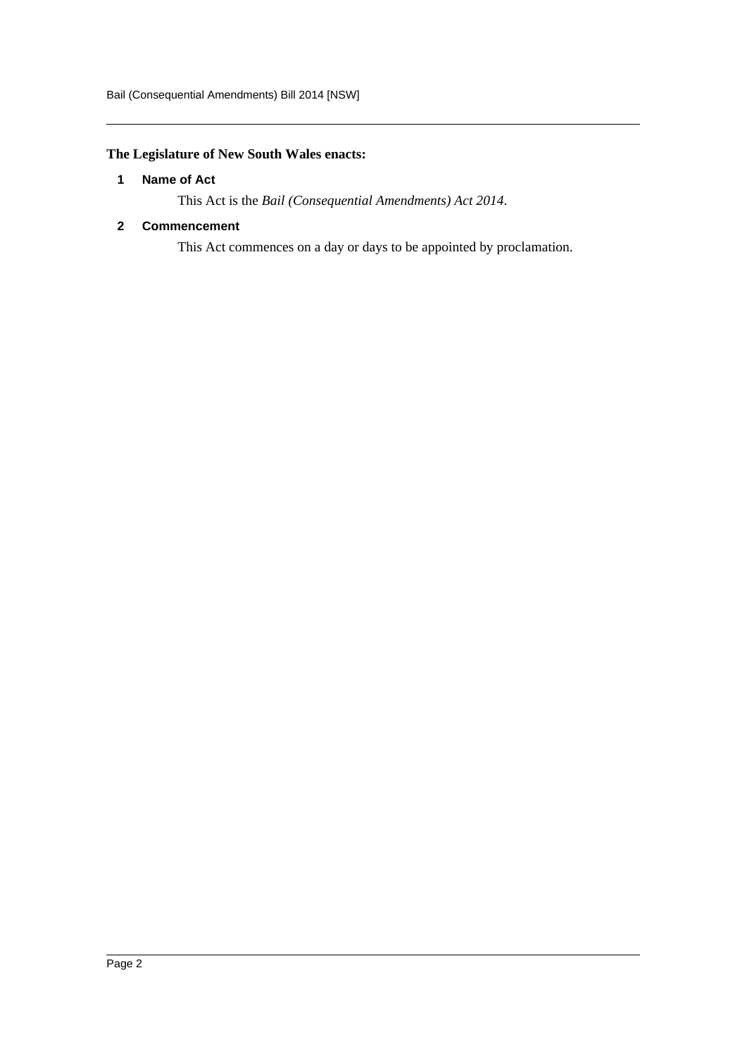**The Legislature of New South Wales enacts:**

## 1 Name of Act

This Act is the *Bail (Consequential Amendments) Act 2014*.

## 2 Commencement

This Act commences on a day or days to be appointed by proclamation.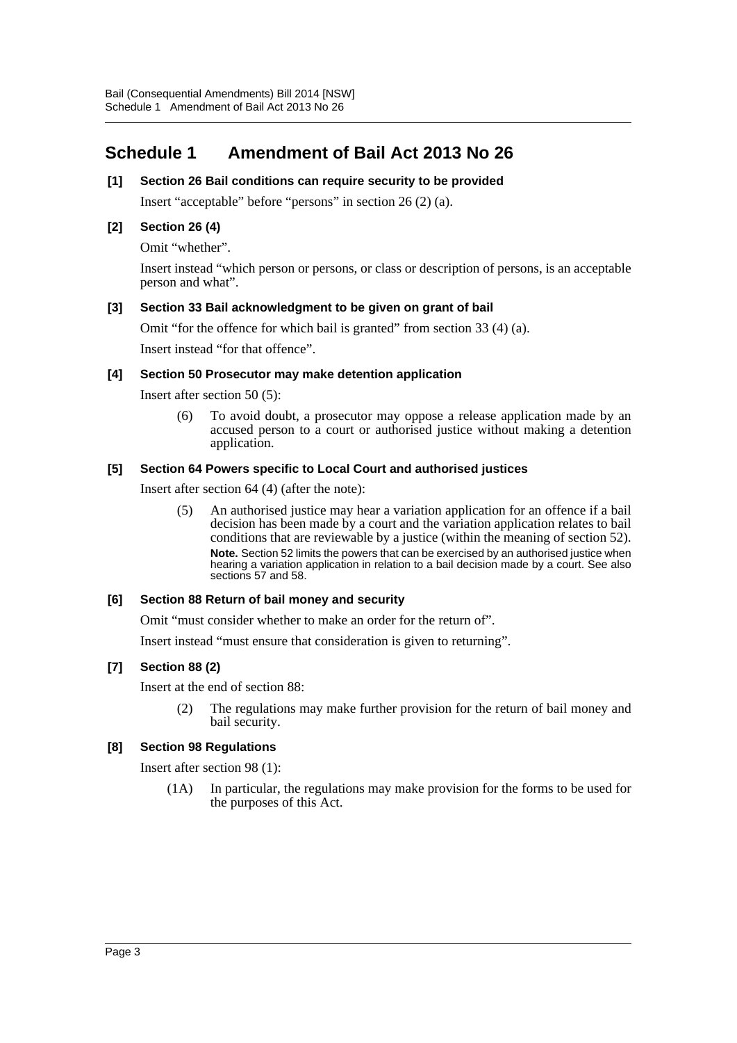# Schedule 1 Amendment of Bail Act 2013 No 26

**[1] Section 26 Bail conditions can require security to be provided**

Insert "acceptable" before "persons" in section 26 (2) (a).

**[2] Section 26 (4)**

Omit "whether".

Insert instead "which person or persons, or class or description of persons, is an acceptable person and what".

**[3] Section 33 Bail acknowledgment to be given on grant of bail**

Omit "for the offence for which bail is granted" from section 33 (4) (a).

Insert instead "for that offence".

**[4] Section 50 Prosecutor may make detention application**

Insert after section 50 (5):

> (6) To avoid doubt, a prosecutor may oppose a release application made by an accused person to a court or authorised justice without making a detention application.

**[5] Section 64 Powers specific to Local Court and authorised justices**

Insert after section 64 (4) (after the note):

> (5) An authorised justice may hear a variation application for an offence if a bail decision has been made by a court and the variation application relates to bail conditions that are reviewable by a justice (within the meaning of section 52).
>
> **Note.** Section 52 limits the powers that can be exercised by an authorised justice when hearing a variation application in relation to a bail decision made by a court. See also sections 57 and 58.

**[6] Section 88 Return of bail money and security**

Omit "must consider whether to make an order for the return of".

Insert instead "must ensure that consideration is given to returning".

**[7] Section 88 (2)**

Insert at the end of section 88:

> (2) The regulations may make further provision for the return of bail money and bail security.

**[8] Section 98 Regulations**

Insert after section 98 (1):

> (1A) In particular, the regulations may make provision for the forms to be used for the purposes of this Act.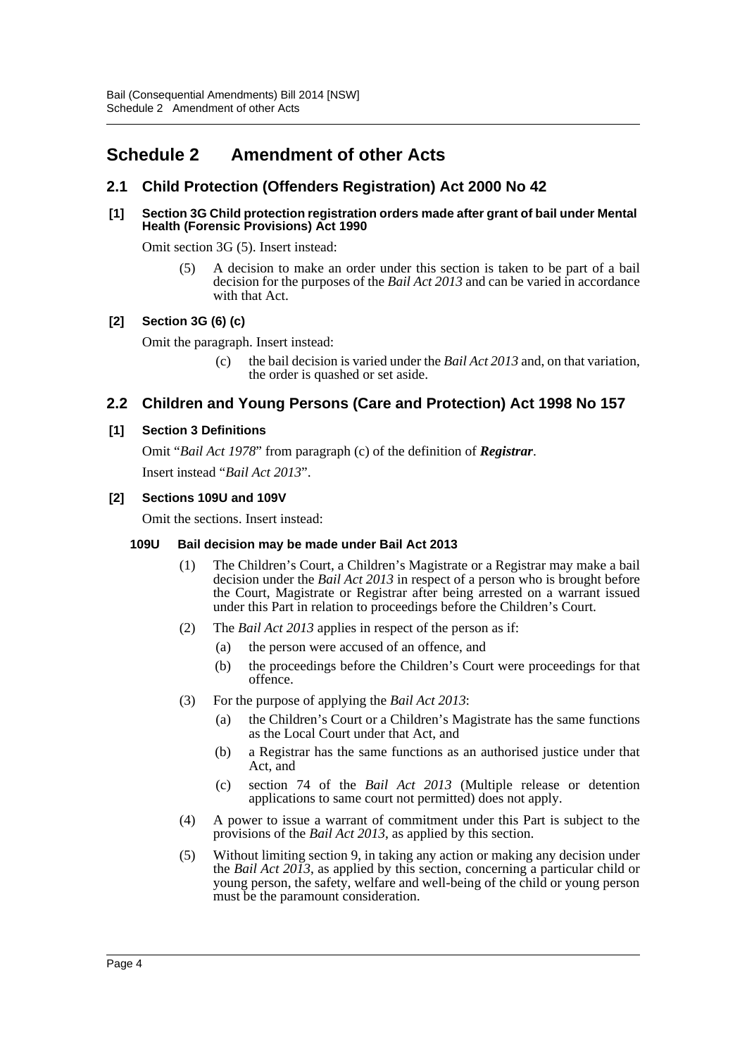# Schedule 2 Amendment of other Acts

## 2.1 Child Protection (Offenders Registration) Act 2000 No 42

**[1] Section 3G Child protection registration orders made after grant of bail under Mental Health (Forensic Provisions) Act 1990**

Omit section 3G (5). Insert instead:

> (5) A decision to make an order under this section is taken to be part of a bail decision for the purposes of the *Bail Act 2013* and can be varied in accordance with that Act.

**[2] Section 3G (6) (c)**

Omit the paragraph. Insert instead:

> (c) the bail decision is varied under the *Bail Act 2013* and, on that variation, the order is quashed or set aside.

## 2.2 Children and Young Persons (Care and Protection) Act 1998 No 157

**[1] Section 3 Definitions**

Omit "*Bail Act 1978*" from paragraph (c) of the definition of ***Registrar***.

Insert instead "*Bail Act 2013*".

**[2] Sections 109U and 109V**

Omit the sections. Insert instead:

**109U Bail decision may be made under Bail Act 2013**

> (1) The Children's Court, a Children's Magistrate or a Registrar may make a bail decision under the *Bail Act 2013* in respect of a person who is brought before the Court, Magistrate or Registrar after being arrested on a warrant issued under this Part in relation to proceedings before the Children's Court.
>
> (2) The *Bail Act 2013* applies in respect of the person as if:
>
> (a) the person were accused of an offence, and
>
> (b) the proceedings before the Children's Court were proceedings for that offence.
>
> (3) For the purpose of applying the *Bail Act 2013*:
>
> (a) the Children's Court or a Children's Magistrate has the same functions as the Local Court under that Act, and
>
> (b) a Registrar has the same functions as an authorised justice under that Act, and
>
> (c) section 74 of the *Bail Act 2013* (Multiple release or detention applications to same court not permitted) does not apply.
>
> (4) A power to issue a warrant of commitment under this Part is subject to the provisions of the *Bail Act 2013*, as applied by this section.
>
> (5) Without limiting section 9, in taking any action or making any decision under the *Bail Act 2013*, as applied by this section, concerning a particular child or young person, the safety, welfare and well-being of the child or young person must be the paramount consideration.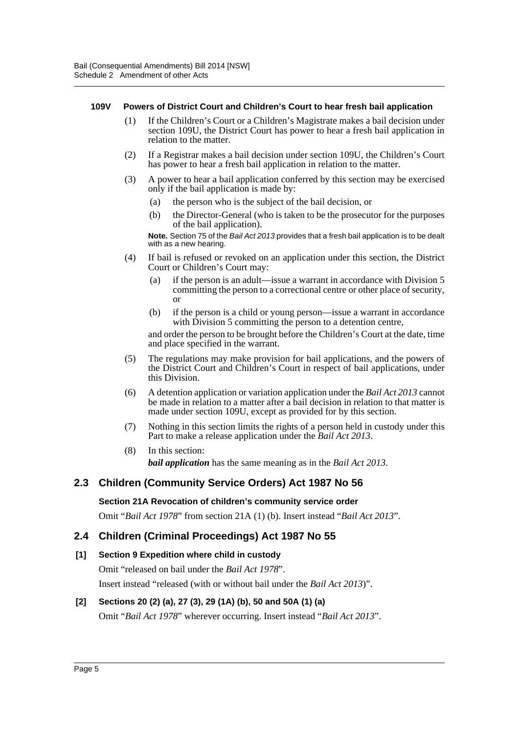#### 109V Powers of District Court and Children's Court to hear fresh bail application

(1) If the Children's Court or a Children's Magistrate makes a bail decision under section 109U, the District Court has power to hear a fresh bail application in relation to the matter.

(2) If a Registrar makes a bail decision under section 109U, the Children's Court has power to hear a fresh bail application in relation to the matter.

(3) A power to hear a bail application conferred by this section may be exercised only if the bail application is made by:

- (a) the person who is the subject of the bail decision, or
- (b) the Director-General (who is taken to be the prosecutor for the purposes of the bail application).

**Note.** Section 75 of the *Bail Act 2013* provides that a fresh bail application is to be dealt with as a new hearing.

(4) If bail is refused or revoked on an application under this section, the District Court or Children's Court may:

- (a) if the person is an adult—issue a warrant in accordance with Division 5 committing the person to a correctional centre or other place of security, or
- (b) if the person is a child or young person—issue a warrant in accordance with Division 5 committing the person to a detention centre,

and order the person to be brought before the Children's Court at the date, time and place specified in the warrant.

(5) The regulations may make provision for bail applications, and the powers of the District Court and Children's Court in respect of bail applications, under this Division.

(6) A detention application or variation application under the *Bail Act 2013* cannot be made in relation to a matter after a bail decision in relation to that matter is made under section 109U, except as provided for by this section.

(7) Nothing in this section limits the rights of a person held in custody under this Part to make a release application under the *Bail Act 2013*.

(8) In this section:

***bail application*** has the same meaning as in the *Bail Act 2013*.

## 2.3 Children (Community Service Orders) Act 1987 No 56

#### Section 21A Revocation of children's community service order

Omit "*Bail Act 1978*" from section 21A (1) (b). Insert instead "*Bail Act 2013*".

## 2.4 Children (Criminal Proceedings) Act 1987 No 55

#### [1] Section 9 Expedition where child in custody

Omit "released on bail under the *Bail Act 1978*".

Insert instead "released (with or without bail under the *Bail Act 2013*)".

#### [2] Sections 20 (2) (a), 27 (3), 29 (1A) (b), 50 and 50A (1) (a)

Omit "*Bail Act 1978*" wherever occurring. Insert instead "*Bail Act 2013*".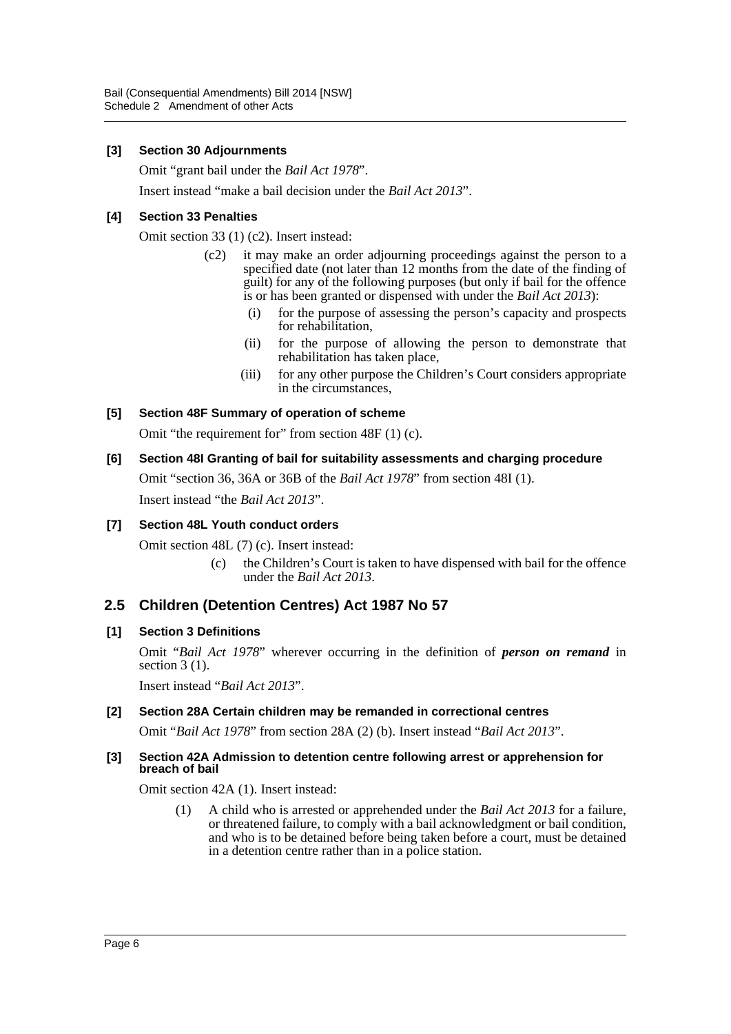**[3] Section 30 Adjournments**

Omit "grant bail under the *Bail Act 1978*".

Insert instead "make a bail decision under the *Bail Act 2013*".

**[4] Section 33 Penalties**

Omit section 33 (1) (c2). Insert instead:

> (c2) it may make an order adjourning proceedings against the person to a specified date (not later than 12 months from the date of the finding of guilt) for any of the following purposes (but only if bail for the offence is or has been granted or dispensed with under the *Bail Act 2013*):
>
> (i) for the purpose of assessing the person's capacity and prospects for rehabilitation,
>
> (ii) for the purpose of allowing the person to demonstrate that rehabilitation has taken place,
>
> (iii) for any other purpose the Children's Court considers appropriate in the circumstances,

**[5] Section 48F Summary of operation of scheme**

Omit "the requirement for" from section 48F (1) (c).

**[6] Section 48I Granting of bail for suitability assessments and charging procedure**

Omit "section 36, 36A or 36B of the *Bail Act 1978*" from section 48I (1).

Insert instead "the *Bail Act 2013*".

**[7] Section 48L Youth conduct orders**

Omit section 48L (7) (c). Insert instead:

> (c) the Children's Court is taken to have dispensed with bail for the offence under the *Bail Act 2013*.

## 2.5 Children (Detention Centres) Act 1987 No 57

**[1] Section 3 Definitions**

Omit "*Bail Act 1978*" wherever occurring in the definition of ***person on remand*** in section 3 (1).

Insert instead "*Bail Act 2013*".

**[2] Section 28A Certain children may be remanded in correctional centres**

Omit "*Bail Act 1978*" from section 28A (2) (b). Insert instead "*Bail Act 2013*".

**[3] Section 42A Admission to detention centre following arrest or apprehension for breach of bail**

Omit section 42A (1). Insert instead:

> (1) A child who is arrested or apprehended under the *Bail Act 2013* for a failure, or threatened failure, to comply with a bail acknowledgment or bail condition, and who is to be detained before being taken before a court, must be detained in a detention centre rather than in a police station.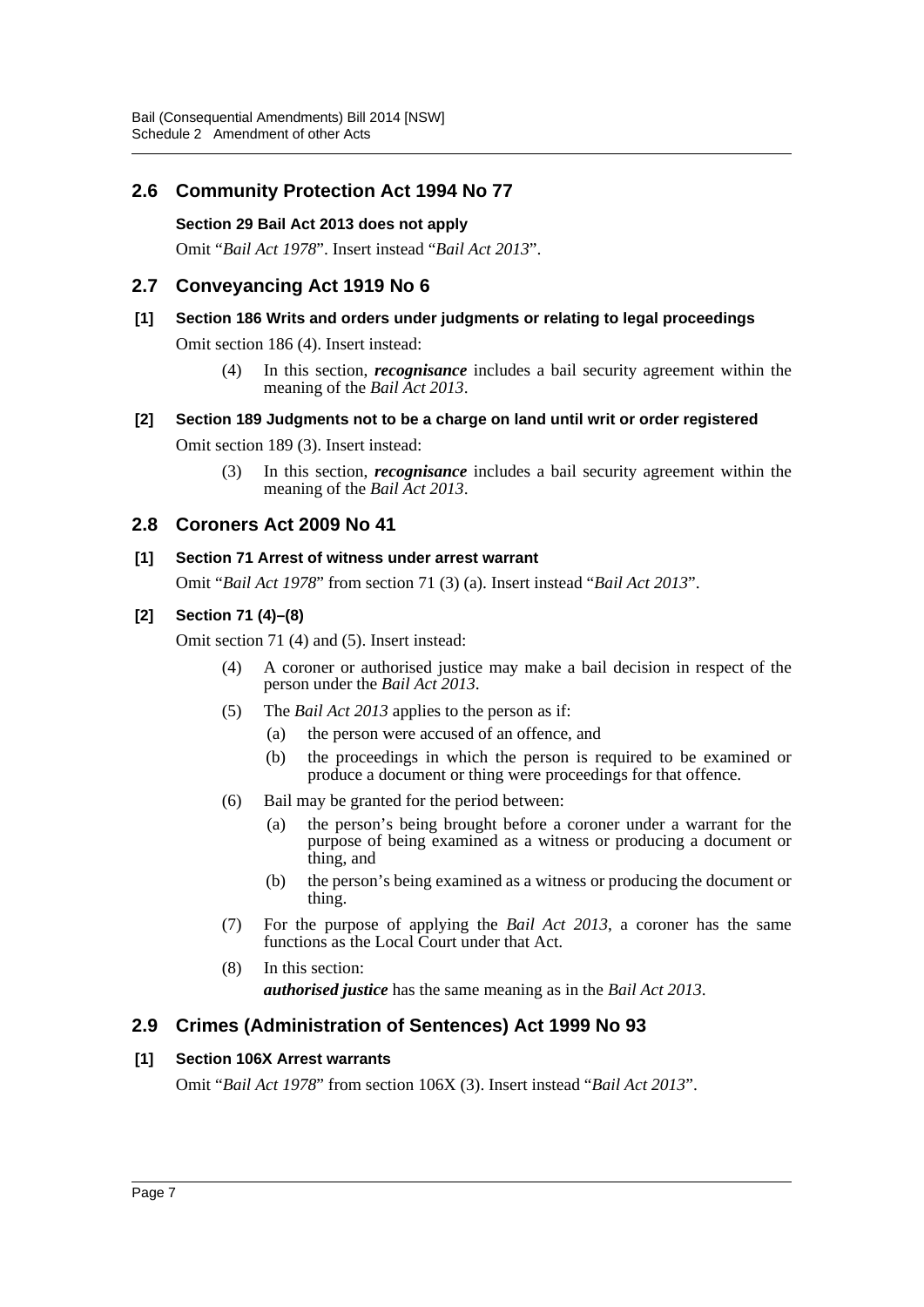## 2.6 Community Protection Act 1994 No 77

### Section 29 Bail Act 2013 does not apply

Omit "*Bail Act 1978*". Insert instead "*Bail Act 2013*".

## 2.7 Conveyancing Act 1919 No 6

### [1] Section 186 Writs and orders under judgments or relating to legal proceedings

Omit section 186 (4). Insert instead:

> (4) In this section, ***recognisance*** includes a bail security agreement within the meaning of the *Bail Act 2013*.

### [2] Section 189 Judgments not to be a charge on land until writ or order registered

Omit section 189 (3). Insert instead:

> (3) In this section, ***recognisance*** includes a bail security agreement within the meaning of the *Bail Act 2013*.

## 2.8 Coroners Act 2009 No 41

### [1] Section 71 Arrest of witness under arrest warrant

Omit "*Bail Act 1978*" from section 71 (3) (a). Insert instead "*Bail Act 2013*".

### [2] Section 71 (4)–(8)

Omit section 71 (4) and (5). Insert instead:

> (4) A coroner or authorised justice may make a bail decision in respect of the person under the *Bail Act 2013*.
>
> (5) The *Bail Act 2013* applies to the person as if:
>
> (a) the person were accused of an offence, and
>
> (b) the proceedings in which the person is required to be examined or produce a document or thing were proceedings for that offence.
>
> (6) Bail may be granted for the period between:
>
> (a) the person's being brought before a coroner under a warrant for the purpose of being examined as a witness or producing a document or thing, and
>
> (b) the person's being examined as a witness or producing the document or thing.
>
> (7) For the purpose of applying the *Bail Act 2013*, a coroner has the same functions as the Local Court under that Act.
>
> (8) In this section:
>
> ***authorised justice*** has the same meaning as in the *Bail Act 2013*.

## 2.9 Crimes (Administration of Sentences) Act 1999 No 93

### [1] Section 106X Arrest warrants

Omit "*Bail Act 1978*" from section 106X (3). Insert instead "*Bail Act 2013*".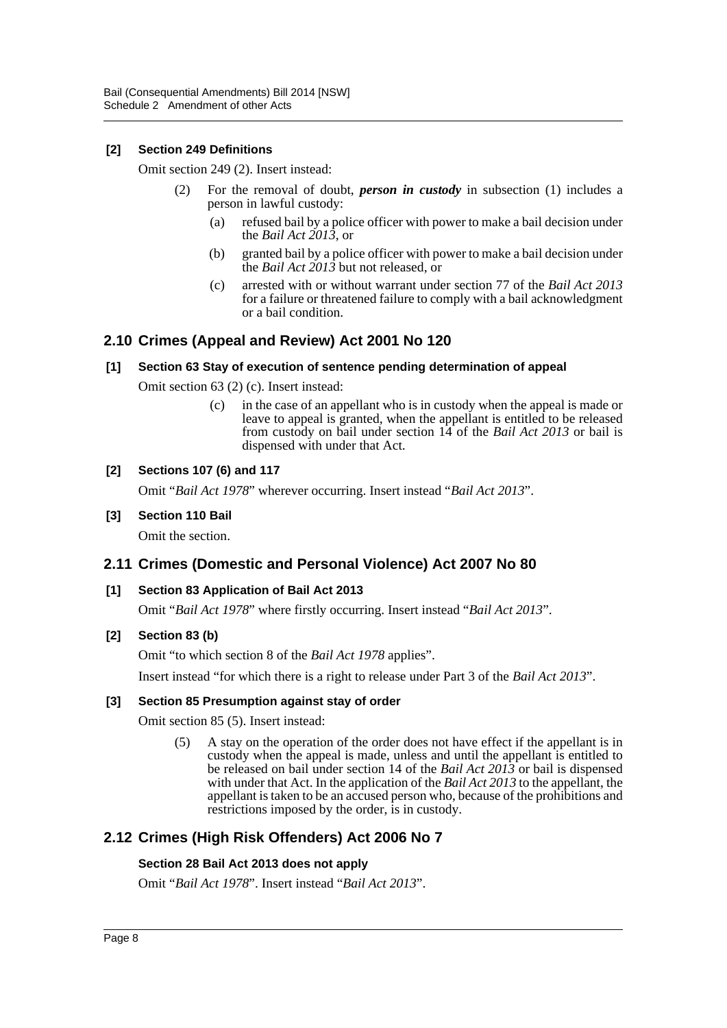**[2] Section 249 Definitions**

Omit section 249 (2). Insert instead:

(2) For the removal of doubt, ***person in custody*** in subsection (1) includes a person in lawful custody:

(a) refused bail by a police officer with power to make a bail decision under the *Bail Act 2013*, or

(b) granted bail by a police officer with power to make a bail decision under the *Bail Act 2013* but not released, or

(c) arrested with or without warrant under section 77 of the *Bail Act 2013* for a failure or threatened failure to comply with a bail acknowledgment or a bail condition.

## 2.10 Crimes (Appeal and Review) Act 2001 No 120

**[1] Section 63 Stay of execution of sentence pending determination of appeal**

Omit section 63 (2) (c). Insert instead:

(c) in the case of an appellant who is in custody when the appeal is made or leave to appeal is granted, when the appellant is entitled to be released from custody on bail under section 14 of the *Bail Act 2013* or bail is dispensed with under that Act.

**[2] Sections 107 (6) and 117**

Omit "*Bail Act 1978*" wherever occurring. Insert instead "*Bail Act 2013*".

**[3] Section 110 Bail**

Omit the section.

## 2.11 Crimes (Domestic and Personal Violence) Act 2007 No 80

**[1] Section 83 Application of Bail Act 2013**

Omit "*Bail Act 1978*" where firstly occurring. Insert instead "*Bail Act 2013*".

**[2] Section 83 (b)**

Omit "to which section 8 of the *Bail Act 1978* applies".

Insert instead "for which there is a right to release under Part 3 of the *Bail Act 2013*".

**[3] Section 85 Presumption against stay of order**

Omit section 85 (5). Insert instead:

(5) A stay on the operation of the order does not have effect if the appellant is in custody when the appeal is made, unless and until the appellant is entitled to be released on bail under section 14 of the *Bail Act 2013* or bail is dispensed with under that Act. In the application of the *Bail Act 2013* to the appellant, the appellant is taken to be an accused person who, because of the prohibitions and restrictions imposed by the order, is in custody.

## 2.12 Crimes (High Risk Offenders) Act 2006 No 7

**Section 28 Bail Act 2013 does not apply**

Omit "*Bail Act 1978*". Insert instead "*Bail Act 2013*".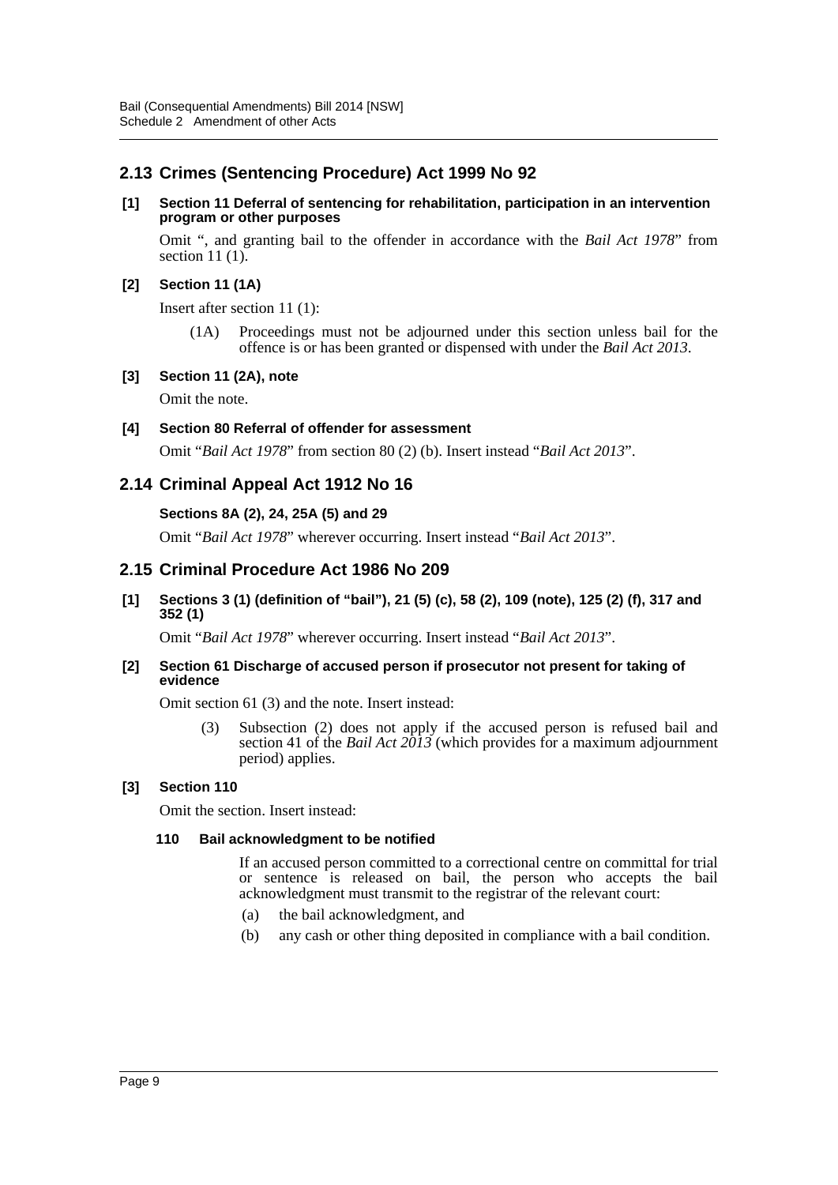## 2.13 Crimes (Sentencing Procedure) Act 1999 No 92

**[1] Section 11 Deferral of sentencing for rehabilitation, participation in an intervention program or other purposes**

Omit ", and granting bail to the offender in accordance with the *Bail Act 1978*" from section 11 (1).

**[2] Section 11 (1A)**

Insert after section 11 (1):

> (1A) Proceedings must not be adjourned under this section unless bail for the offence is or has been granted or dispensed with under the *Bail Act 2013*.

**[3] Section 11 (2A), note**

Omit the note.

**[4] Section 80 Referral of offender for assessment**

Omit "*Bail Act 1978*" from section 80 (2) (b). Insert instead "*Bail Act 2013*".

## 2.14 Criminal Appeal Act 1912 No 16

**Sections 8A (2), 24, 25A (5) and 29**

Omit "*Bail Act 1978*" wherever occurring. Insert instead "*Bail Act 2013*".

## 2.15 Criminal Procedure Act 1986 No 209

**[1] Sections 3 (1) (definition of "bail"), 21 (5) (c), 58 (2), 109 (note), 125 (2) (f), 317 and 352 (1)**

Omit "*Bail Act 1978*" wherever occurring. Insert instead "*Bail Act 2013*".

**[2] Section 61 Discharge of accused person if prosecutor not present for taking of evidence**

Omit section 61 (3) and the note. Insert instead:

> (3) Subsection (2) does not apply if the accused person is refused bail and section 41 of the *Bail Act 2013* (which provides for a maximum adjournment period) applies.

**[3] Section 110**

Omit the section. Insert instead:

> **110 Bail acknowledgment to be notified**
>
> If an accused person committed to a correctional centre on committal for trial or sentence is released on bail, the person who accepts the bail acknowledgment must transmit to the registrar of the relevant court:
>
> (a) the bail acknowledgment, and
>
> (b) any cash or other thing deposited in compliance with a bail condition.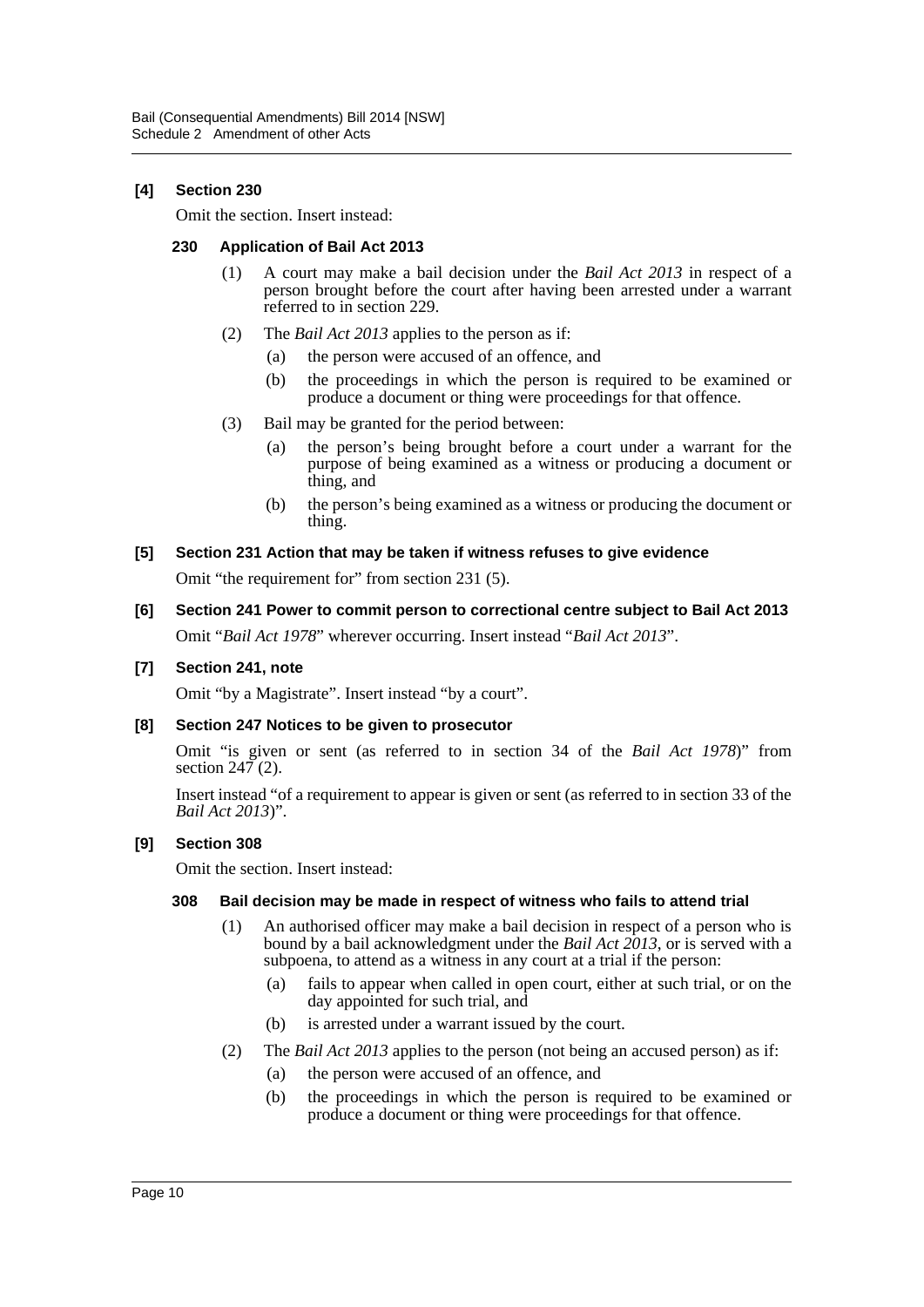**[4] Section 230**

Omit the section. Insert instead:

**230 Application of Bail Act 2013**

(1) A court may make a bail decision under the *Bail Act 2013* in respect of a person brought before the court after having been arrested under a warrant referred to in section 229.

(2) The *Bail Act 2013* applies to the person as if:

(a) the person were accused of an offence, and

(b) the proceedings in which the person is required to be examined or produce a document or thing were proceedings for that offence.

(3) Bail may be granted for the period between:

(a) the person's being brought before a court under a warrant for the purpose of being examined as a witness or producing a document or thing, and

(b) the person's being examined as a witness or producing the document or thing.

**[5] Section 231 Action that may be taken if witness refuses to give evidence**

Omit "the requirement for" from section 231 (5).

**[6] Section 241 Power to commit person to correctional centre subject to Bail Act 2013**

Omit "*Bail Act 1978*" wherever occurring. Insert instead "*Bail Act 2013*".

**[7] Section 241, note**

Omit "by a Magistrate". Insert instead "by a court".

**[8] Section 247 Notices to be given to prosecutor**

Omit "is given or sent (as referred to in section 34 of the *Bail Act 1978*)" from section 247 (2).

Insert instead "of a requirement to appear is given or sent (as referred to in section 33 of the *Bail Act 2013*)".

**[9] Section 308**

Omit the section. Insert instead:

**308 Bail decision may be made in respect of witness who fails to attend trial**

(1) An authorised officer may make a bail decision in respect of a person who is bound by a bail acknowledgment under the *Bail Act 2013*, or is served with a subpoena, to attend as a witness in any court at a trial if the person:

(a) fails to appear when called in open court, either at such trial, or on the day appointed for such trial, and

(b) is arrested under a warrant issued by the court.

(2) The *Bail Act 2013* applies to the person (not being an accused person) as if:

(a) the person were accused of an offence, and

(b) the proceedings in which the person is required to be examined or produce a document or thing were proceedings for that offence.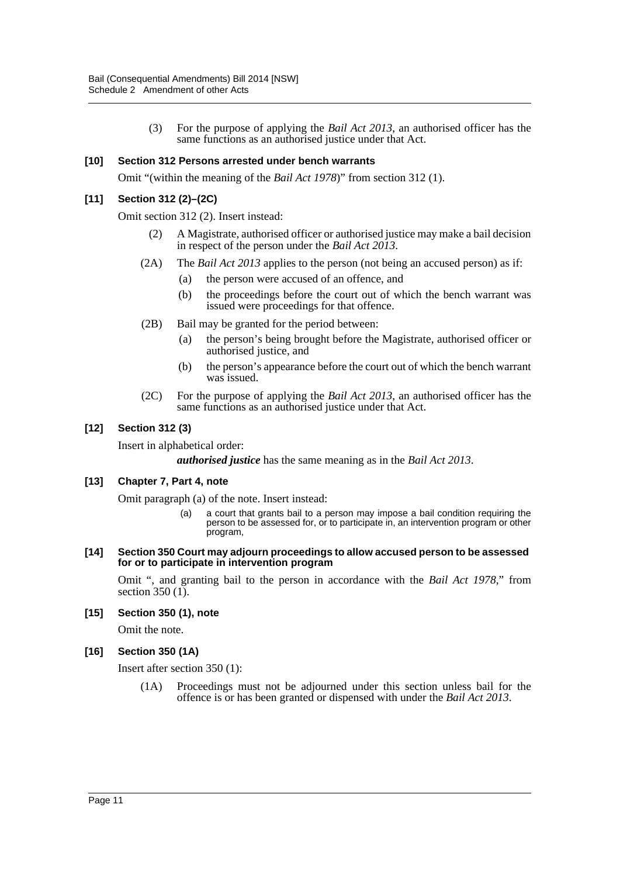(3) For the purpose of applying the *Bail Act 2013*, an authorised officer has the same functions as an authorised justice under that Act.

### [10] Section 312 Persons arrested under bench warrants

Omit "(within the meaning of the *Bail Act 1978*)" from section 312 (1).

### [11] Section 312 (2)–(2C)

Omit section 312 (2). Insert instead:

(2) A Magistrate, authorised officer or authorised justice may make a bail decision in respect of the person under the *Bail Act 2013*.

(2A) The *Bail Act 2013* applies to the person (not being an accused person) as if:

(a) the person were accused of an offence, and

(b) the proceedings before the court out of which the bench warrant was issued were proceedings for that offence.

(2B) Bail may be granted for the period between:

(a) the person's being brought before the Magistrate, authorised officer or authorised justice, and

(b) the person's appearance before the court out of which the bench warrant was issued.

(2C) For the purpose of applying the *Bail Act 2013*, an authorised officer has the same functions as an authorised justice under that Act.

### [12] Section 312 (3)

Insert in alphabetical order:

***authorised justice*** has the same meaning as in the *Bail Act 2013*.

### [13] Chapter 7, Part 4, note

Omit paragraph (a) of the note. Insert instead:

(a) a court that grants bail to a person may impose a bail condition requiring the person to be assessed for, or to participate in, an intervention program or other program,

### [14] Section 350 Court may adjourn proceedings to allow accused person to be assessed for or to participate in intervention program

Omit ", and granting bail to the person in accordance with the *Bail Act 1978*," from section 350 (1).

### [15] Section 350 (1), note

Omit the note.

### [16] Section 350 (1A)

Insert after section 350 (1):

(1A) Proceedings must not be adjourned under this section unless bail for the offence is or has been granted or dispensed with under the *Bail Act 2013*.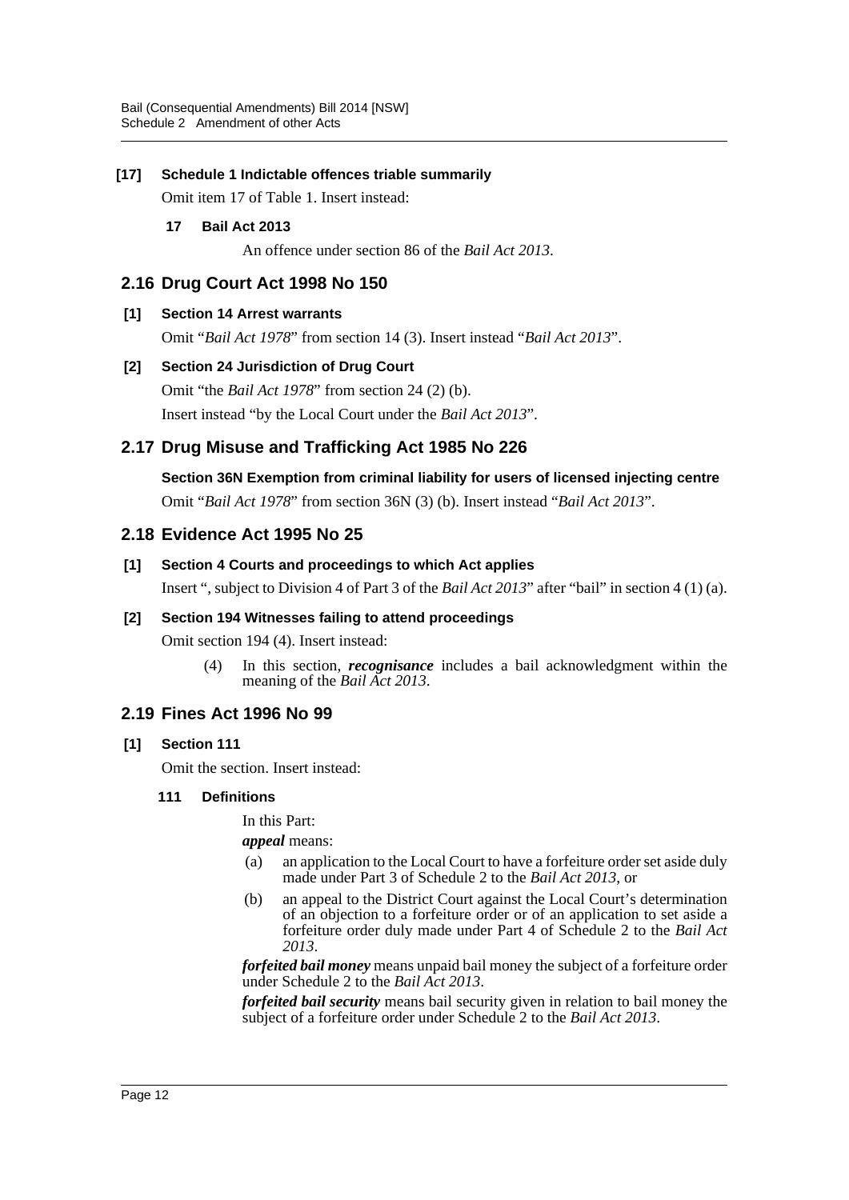**[17] Schedule 1 Indictable offences triable summarily**

Omit item 17 of Table 1. Insert instead:

**17 Bail Act 2013**

An offence under section 86 of the *Bail Act 2013*.

## 2.16 Drug Court Act 1998 No 150

**[1] Section 14 Arrest warrants**

Omit "*Bail Act 1978*" from section 14 (3). Insert instead "*Bail Act 2013*".

**[2] Section 24 Jurisdiction of Drug Court**

Omit "the *Bail Act 1978*" from section 24 (2) (b).

Insert instead "by the Local Court under the *Bail Act 2013*".

## 2.17 Drug Misuse and Trafficking Act 1985 No 226

**Section 36N Exemption from criminal liability for users of licensed injecting centre**

Omit "*Bail Act 1978*" from section 36N (3) (b). Insert instead "*Bail Act 2013*".

## 2.18 Evidence Act 1995 No 25

**[1] Section 4 Courts and proceedings to which Act applies**

Insert ", subject to Division 4 of Part 3 of the *Bail Act 2013*" after "bail" in section 4 (1) (a).

**[2] Section 194 Witnesses failing to attend proceedings**

Omit section 194 (4). Insert instead:

(4) In this section, ***recognisance*** includes a bail acknowledgment within the meaning of the *Bail Act 2013*.

## 2.19 Fines Act 1996 No 99

**[1] Section 111**

Omit the section. Insert instead:

**111 Definitions**

In this Part:

***appeal*** means:

(a) an application to the Local Court to have a forfeiture order set aside duly made under Part 3 of Schedule 2 to the *Bail Act 2013*, or

(b) an appeal to the District Court against the Local Court's determination of an objection to a forfeiture order or of an application to set aside a forfeiture order duly made under Part 4 of Schedule 2 to the *Bail Act 2013*.

***forfeited bail money*** means unpaid bail money the subject of a forfeiture order under Schedule 2 to the *Bail Act 2013*.

***forfeited bail security*** means bail security given in relation to bail money the subject of a forfeiture order under Schedule 2 to the *Bail Act 2013*.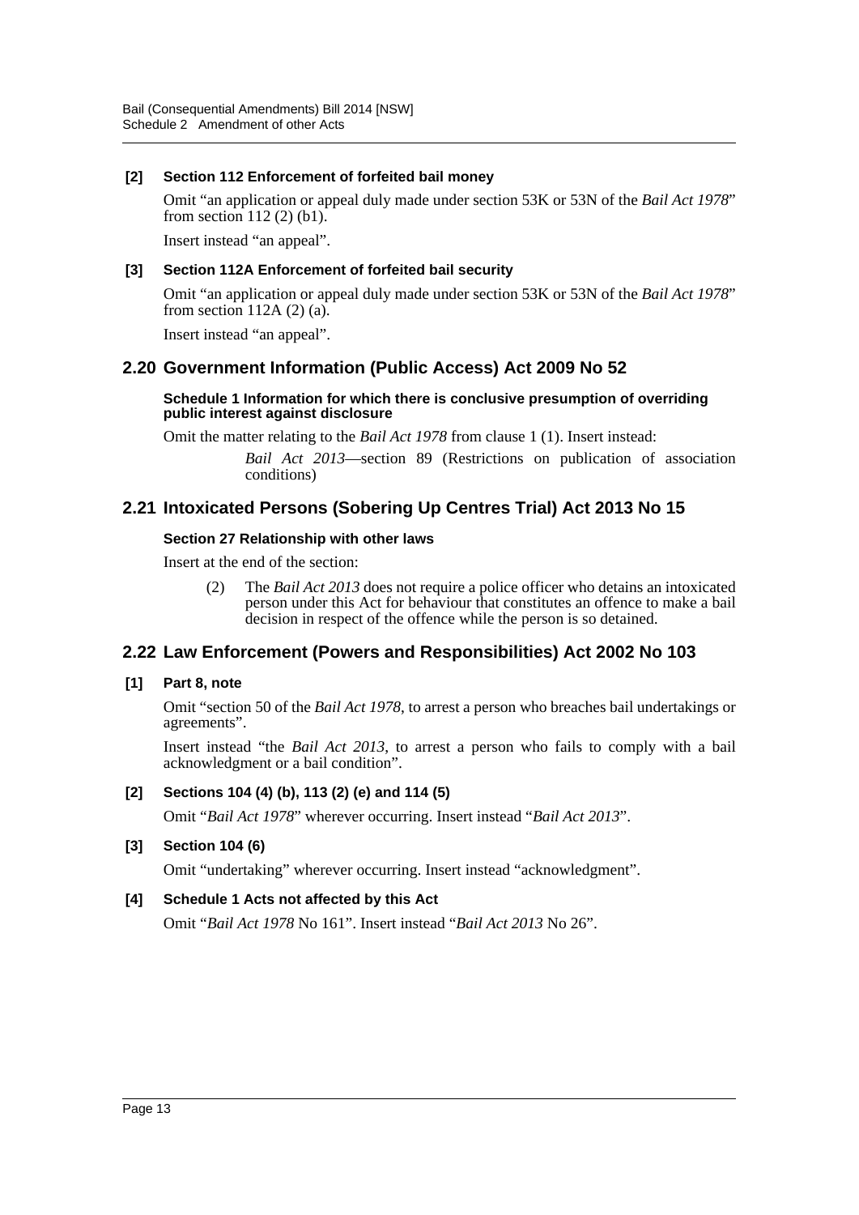### [2] Section 112 Enforcement of forfeited bail money

Omit "an application or appeal duly made under section 53K or 53N of the *Bail Act 1978*" from section 112 (2) (b1).

Insert instead "an appeal".

### [3] Section 112A Enforcement of forfeited bail security

Omit "an application or appeal duly made under section 53K or 53N of the *Bail Act 1978*" from section 112A (2) (a).

Insert instead "an appeal".

## 2.20 Government Information (Public Access) Act 2009 No 52

#### Schedule 1 Information for which there is conclusive presumption of overriding public interest against disclosure

Omit the matter relating to the *Bail Act 1978* from clause 1 (1). Insert instead:

> *Bail Act 2013*—section 89 (Restrictions on publication of association conditions)

## 2.21 Intoxicated Persons (Sobering Up Centres Trial) Act 2013 No 15

#### Section 27 Relationship with other laws

Insert at the end of the section:

> (2) The *Bail Act 2013* does not require a police officer who detains an intoxicated person under this Act for behaviour that constitutes an offence to make a bail decision in respect of the offence while the person is so detained.

## 2.22 Law Enforcement (Powers and Responsibilities) Act 2002 No 103

### [1] Part 8, note

Omit "section 50 of the *Bail Act 1978*, to arrest a person who breaches bail undertakings or agreements".

Insert instead "the *Bail Act 2013*, to arrest a person who fails to comply with a bail acknowledgment or a bail condition".

### [2] Sections 104 (4) (b), 113 (2) (e) and 114 (5)

Omit "*Bail Act 1978*" wherever occurring. Insert instead "*Bail Act 2013*".

### [3] Section 104 (6)

Omit "undertaking" wherever occurring. Insert instead "acknowledgment".

### [4] Schedule 1 Acts not affected by this Act

Omit "*Bail Act 1978* No 161". Insert instead "*Bail Act 2013* No 26".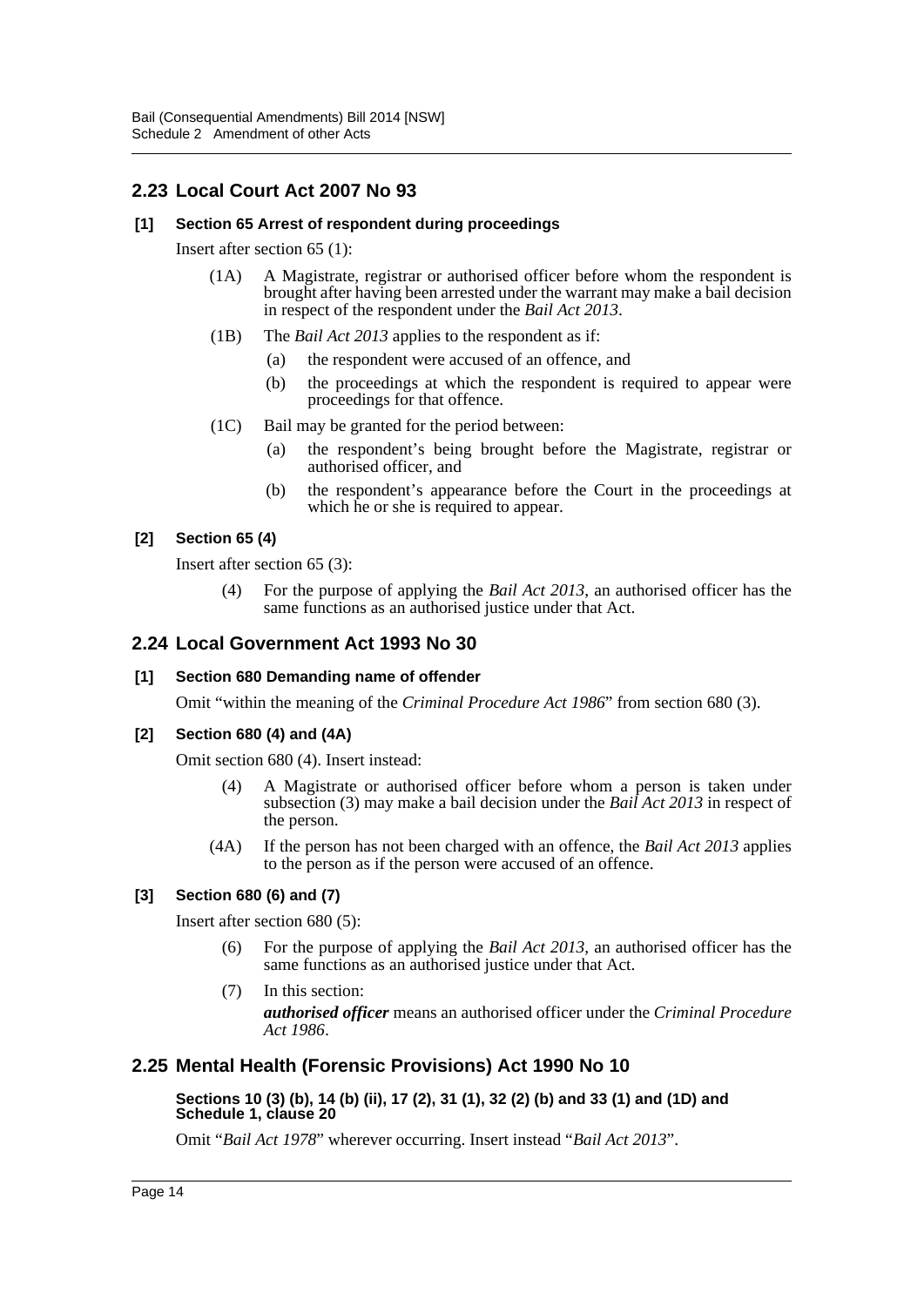## 2.23 Local Court Act 2007 No 93

### [1] Section 65 Arrest of respondent during proceedings

Insert after section 65 (1):

> (1A) A Magistrate, registrar or authorised officer before whom the respondent is brought after having been arrested under the warrant may make a bail decision in respect of the respondent under the *Bail Act 2013*.
>
> (1B) The *Bail Act 2013* applies to the respondent as if:
>
> (a) the respondent were accused of an offence, and
>
> (b) the proceedings at which the respondent is required to appear were proceedings for that offence.
>
> (1C) Bail may be granted for the period between:
>
> (a) the respondent's being brought before the Magistrate, registrar or authorised officer, and
>
> (b) the respondent's appearance before the Court in the proceedings at which he or she is required to appear.

### [2] Section 65 (4)

Insert after section 65 (3):

> (4) For the purpose of applying the *Bail Act 2013*, an authorised officer has the same functions as an authorised justice under that Act.

## 2.24 Local Government Act 1993 No 30

### [1] Section 680 Demanding name of offender

Omit "within the meaning of the *Criminal Procedure Act 1986*" from section 680 (3).

### [2] Section 680 (4) and (4A)

Omit section 680 (4). Insert instead:

> (4) A Magistrate or authorised officer before whom a person is taken under subsection (3) may make a bail decision under the *Bail Act 2013* in respect of the person.
>
> (4A) If the person has not been charged with an offence, the *Bail Act 2013* applies to the person as if the person were accused of an offence.

### [3] Section 680 (6) and (7)

Insert after section 680 (5):

> (6) For the purpose of applying the *Bail Act 2013*, an authorised officer has the same functions as an authorised justice under that Act.
>
> (7) In this section:
>
> ***authorised officer*** means an authorised officer under the *Criminal Procedure Act 1986*.

## 2.25 Mental Health (Forensic Provisions) Act 1990 No 10

### Sections 10 (3) (b), 14 (b) (ii), 17 (2), 31 (1), 32 (2) (b) and 33 (1) and (1D) and Schedule 1, clause 20

Omit "*Bail Act 1978*" wherever occurring. Insert instead "*Bail Act 2013*".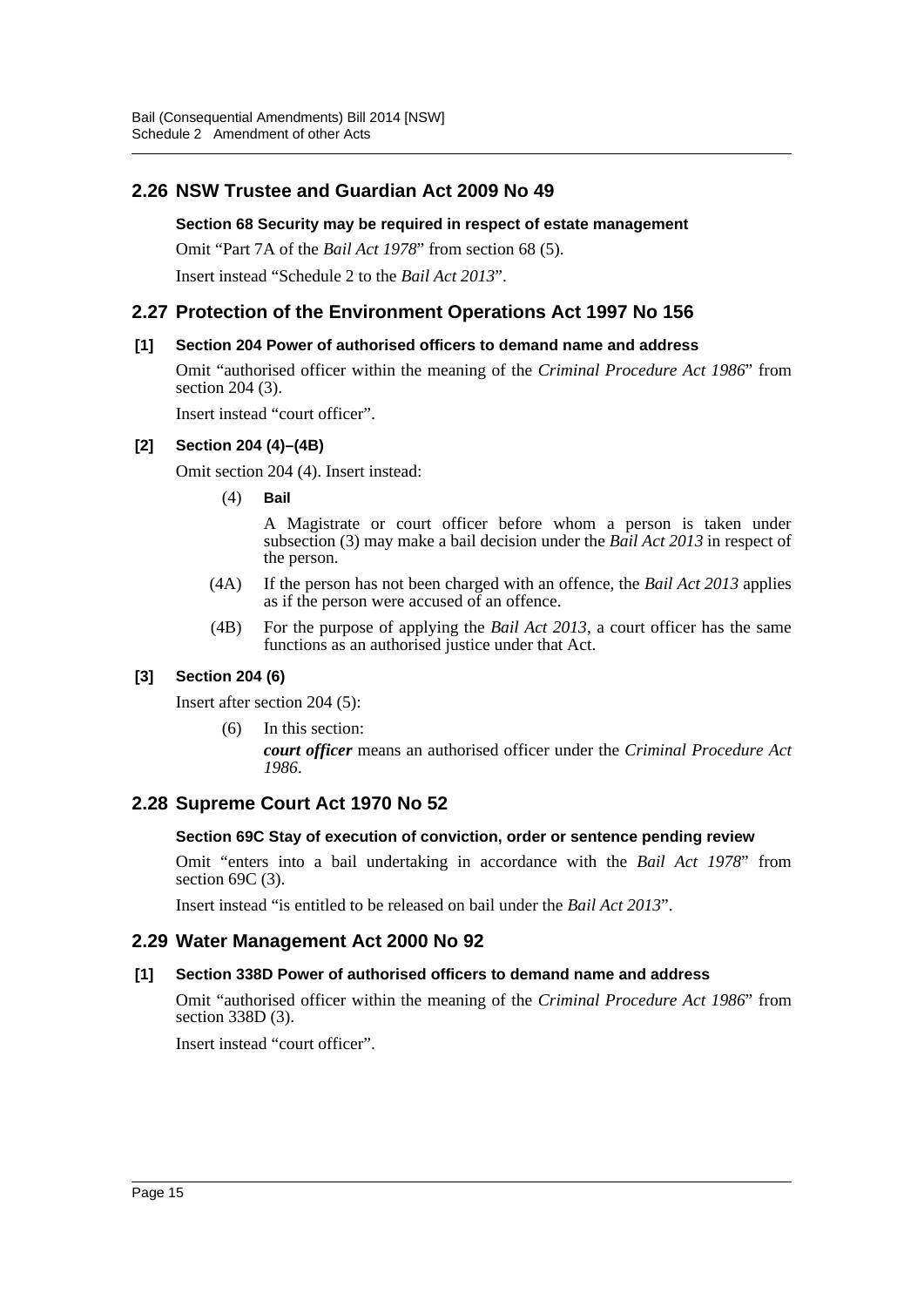## 2.26 NSW Trustee and Guardian Act 2009 No 49

**Section 68 Security may be required in respect of estate management**

Omit "Part 7A of the *Bail Act 1978*" from section 68 (5).

Insert instead "Schedule 2 to the *Bail Act 2013*".

## 2.27 Protection of the Environment Operations Act 1997 No 156

**[1] Section 204 Power of authorised officers to demand name and address**

Omit "authorised officer within the meaning of the *Criminal Procedure Act 1986*" from section 204 (3).

Insert instead "court officer".

**[2] Section 204 (4)–(4B)**

Omit section 204 (4). Insert instead:

(4) **Bail**

A Magistrate or court officer before whom a person is taken under subsection (3) may make a bail decision under the *Bail Act 2013* in respect of the person.

(4A) If the person has not been charged with an offence, the *Bail Act 2013* applies as if the person were accused of an offence.

(4B) For the purpose of applying the *Bail Act 2013*, a court officer has the same functions as an authorised justice under that Act.

**[3] Section 204 (6)**

Insert after section 204 (5):

(6) In this section:

***court officer*** means an authorised officer under the *Criminal Procedure Act 1986*.

## 2.28 Supreme Court Act 1970 No 52

**Section 69C Stay of execution of conviction, order or sentence pending review**

Omit "enters into a bail undertaking in accordance with the *Bail Act 1978*" from section 69C (3).

Insert instead "is entitled to be released on bail under the *Bail Act 2013*".

## 2.29 Water Management Act 2000 No 92

**[1] Section 338D Power of authorised officers to demand name and address**

Omit "authorised officer within the meaning of the *Criminal Procedure Act 1986*" from section 338D (3).

Insert instead "court officer".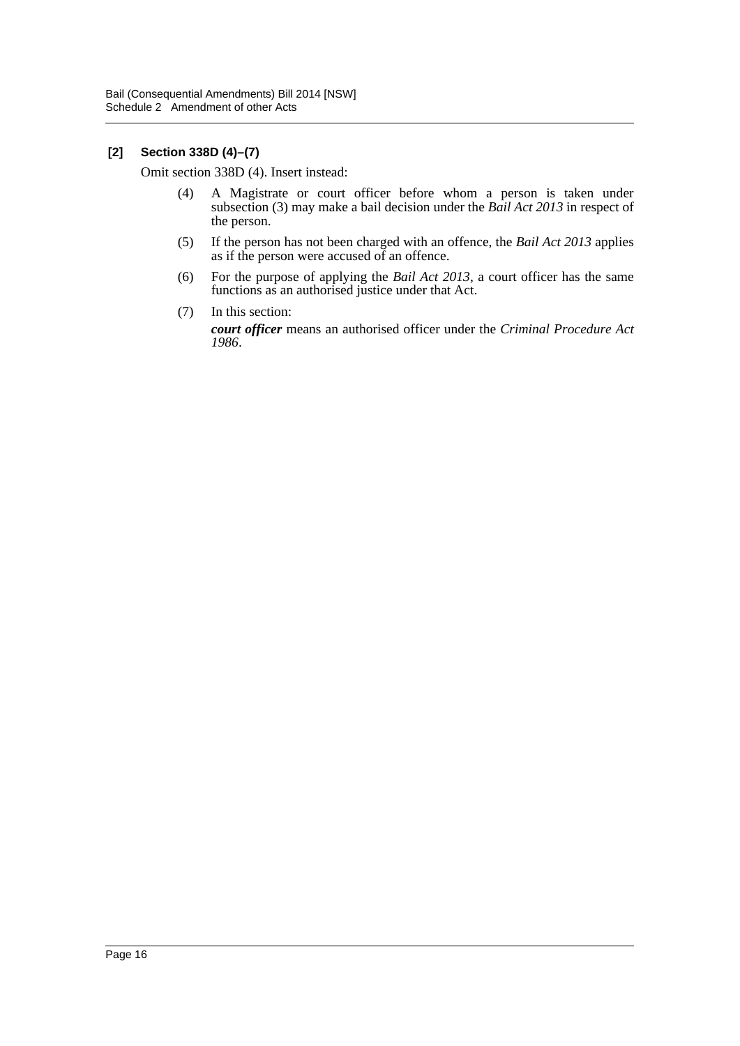### [2] Section 338D (4)–(7)

Omit section 338D (4). Insert instead:

(4) A Magistrate or court officer before whom a person is taken under subsection (3) may make a bail decision under the *Bail Act 2013* in respect of the person.

(5) If the person has not been charged with an offence, the *Bail Act 2013* applies as if the person were accused of an offence.

(6) For the purpose of applying the *Bail Act 2013*, a court officer has the same functions as an authorised justice under that Act.

(7) In this section:

***court officer*** means an authorised officer under the *Criminal Procedure Act 1986*.